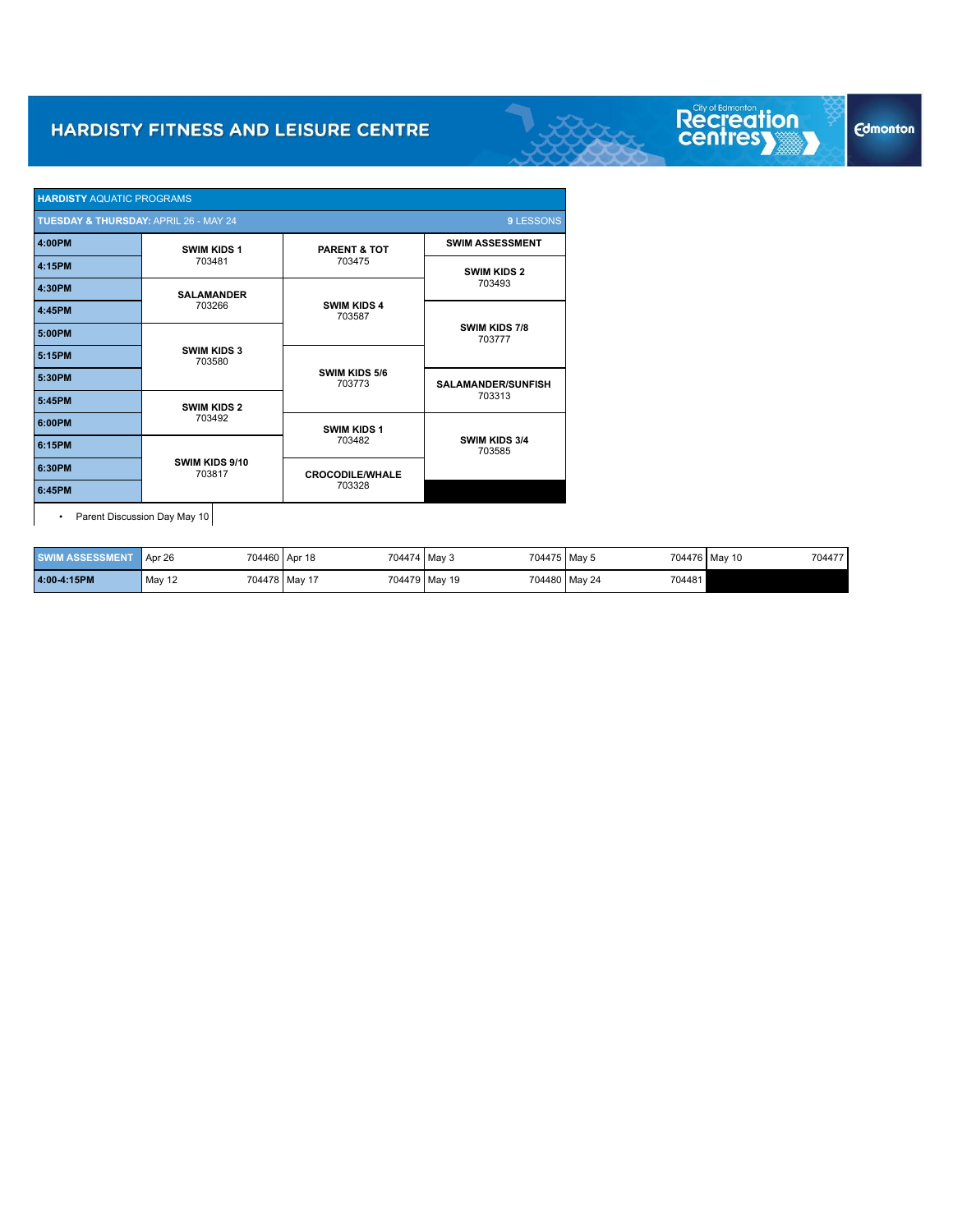# HARDISTY FITNESS AND LEISURE CENTRE

| **HARDISTY** AQUATIC PROGRAMS | | | |
|---|---|---|---|
| **TUESDAY & THURSDAY:** APRIL 26 - MAY 24 | | | **9** LESSONS |
| **4:00PM** | **SWIM KIDS 1** 703481 | **PARENT & TOT** 703475 | **SWIM ASSESSMENT** |
| **4:15PM** | | | **SWIM KIDS 2** 703493 |
| **4:30PM** | **SALAMANDER** 703266 | **SWIM KIDS 4** 703587 | |
| **4:45PM** | | | **SWIM KIDS 7/8** 703777 |
| **5:00PM** | **SWIM KIDS 3** 703580 | | |
| **5:15PM** | | **SWIM KIDS 5/6** 703773 | |
| **5:30PM** | | | **SALAMANDER/SUNFISH** 703313 |
| **5:45PM** | **SWIM KIDS 2** 703492 | | |
| **6:00PM** | | **SWIM KIDS 1** 703482 | **SWIM KIDS 3/4** 703585 |
| **6:15PM** | **SWIM KIDS 9/10** 703817 | | |
| **6:30PM** | | **CROCODILE/WHALE** 703328 | |
| **6:45PM** | | | |

- Parent Discussion Day May 10

| **SWIM ASSESSMENT** | Apr 26 | 704460 | Apr 18 | 704474 | May 3 | 704475 | May 5 | 704476 | May 10 | 704477 |
|---|---|---|---|---|---|---|---|---|---|---|
| **4:00-4:15PM** | May 12 | 704478 | May 17 | 704479 | May 19 | 704480 | May 24 | 704481 | | |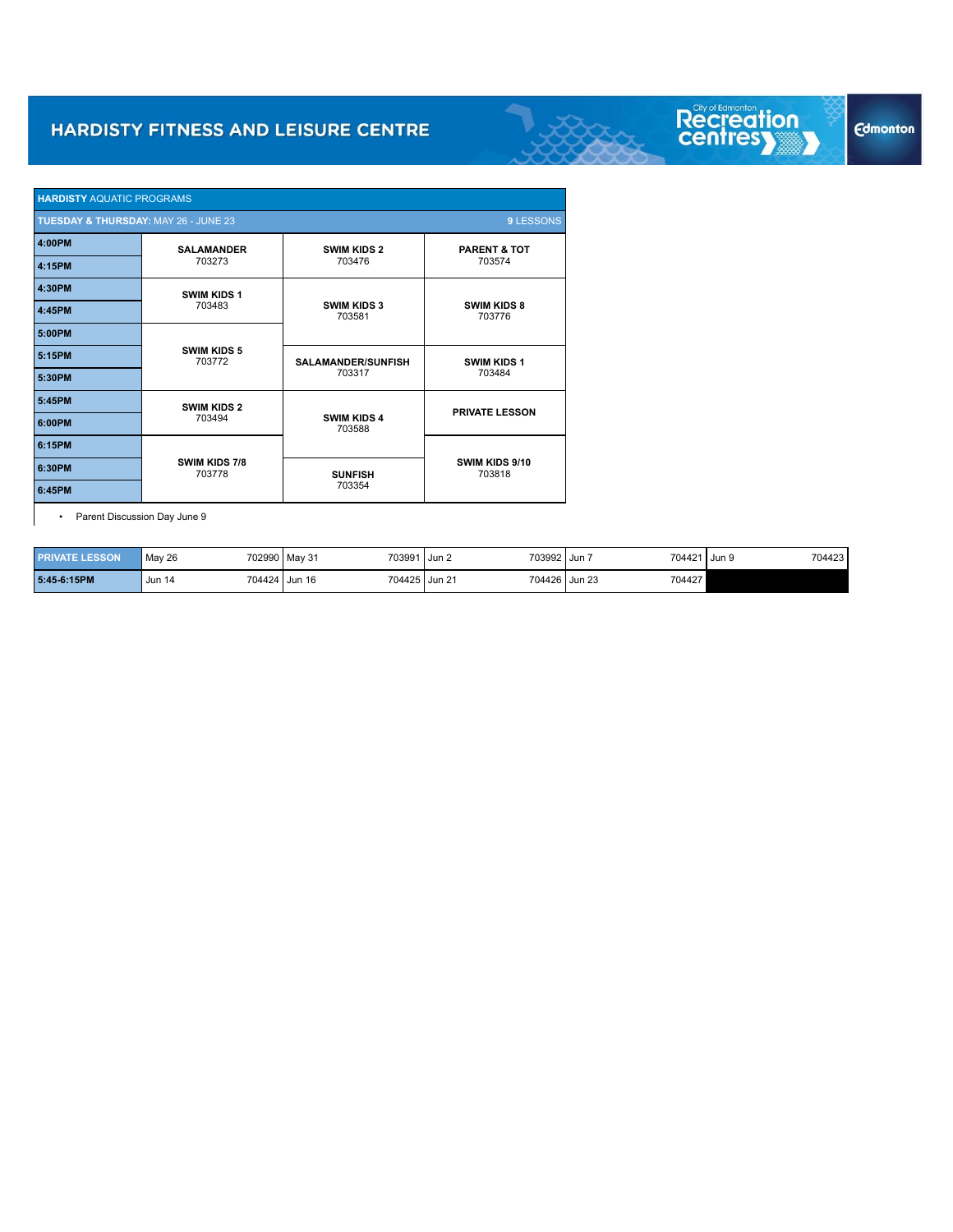# HARDISTY FITNESS AND LEISURE CENTRE

| **HARDISTY** AQUATIC PROGRAMS | | | |
|---|---|---|---|
| **TUESDAY & THURSDAY:** MAY 26 - JUNE 23 | | | **9** LESSONS |
| **4:00PM** | **SALAMANDER** 703273 | **SWIM KIDS 2** 703476 | **PARENT & TOT** 703574 |
| **4:15PM** | | | |
| **4:30PM** | **SWIM KIDS 1** 703483 | **SWIM KIDS 3** 703581 | **SWIM KIDS 8** 703776 |
| **4:45PM** | | | |
| **5:00PM** | **SWIM KIDS 5** 703772 | | |
| **5:15PM** | | **SALAMANDER/SUNFISH** 703317 | **SWIM KIDS 1** 703484 |
| **5:30PM** | | | |
| **5:45PM** | **SWIM KIDS 2** 703494 | **SWIM KIDS 4** 703588 | **PRIVATE LESSON** |
| **6:00PM** | | | |
| **6:15PM** | **SWIM KIDS 7/8** 703778 | | **SWIM KIDS 9/10** 703818 |
| **6:30PM** | | **SUNFISH** 703354 | |
| **6:45PM** | | | |

- Parent Discussion Day June 9

| **PRIVATE LESSON** | May 26 | 702990 | May 31 | 703991 | Jun 2 | 703992 | Jun 7 | 704421 | Jun 9 | 704423 |
|---|---|---|---|---|---|---|---|---|---|---|
| **5:45-6:15PM** | Jun 14 | 704424 | Jun 16 | 704425 | Jun 21 | 704426 | Jun 23 | 704427 | | |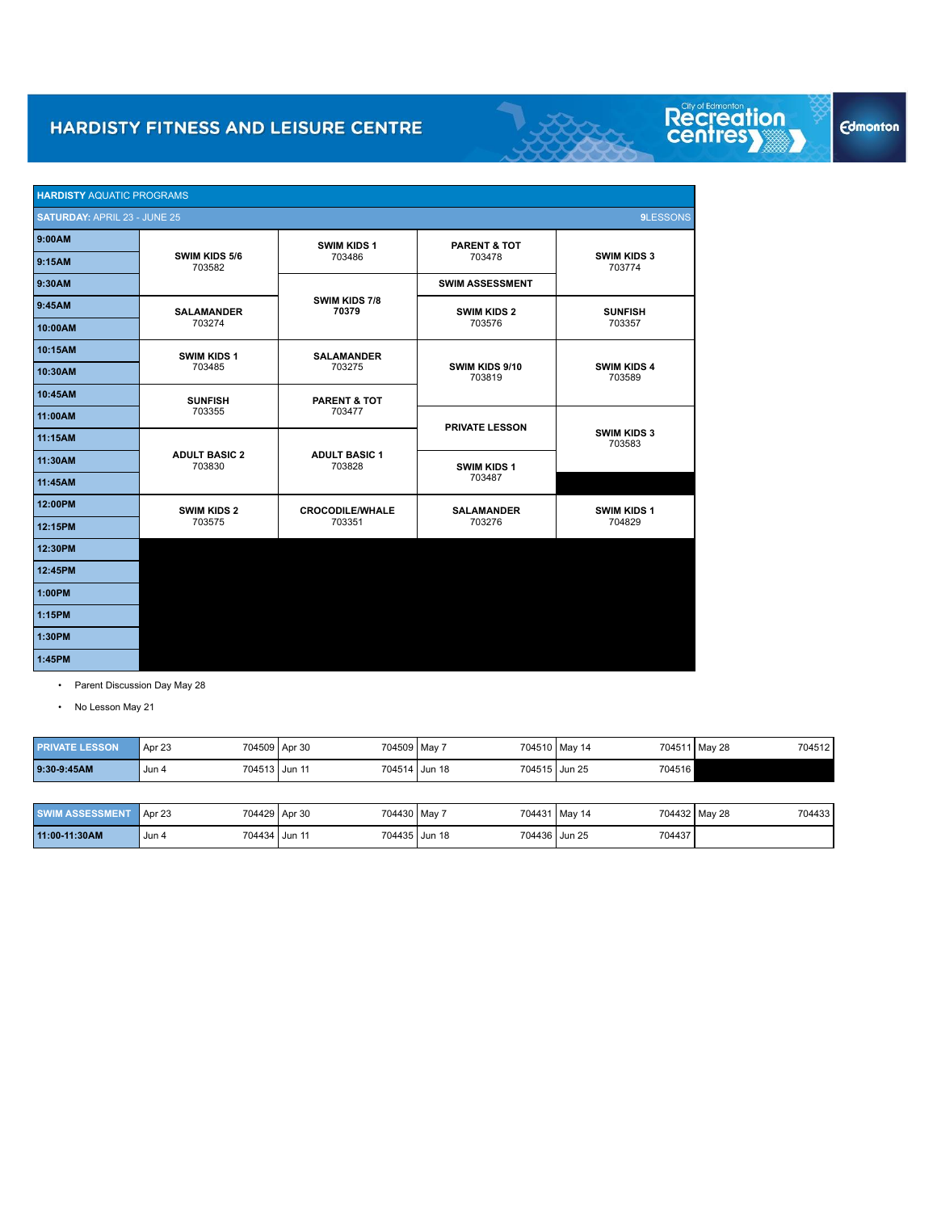# HARDISTY FITNESS AND LEISURE CENTRE

City of Edmonton Recreation centres | Edmonton

## HARDISTY AQUATIC PROGRAMS

**SATURDAY:** APRIL 23 - JUNE 25 — 9LESSONS

| Time | | | | |
|---|---|---|---|---|
| 9:00AM | **SWIM KIDS 5/6** 703582 | **SWIM KIDS 1** 703486 | **PARENT & TOT** 703478 | **SWIM KIDS 3** 703774 |
| 9:15AM | | | | |
| 9:30AM | | **SWIM KIDS 7/8** 70379 | **SWIM ASSESSMENT** | |
| 9:45AM | **SALAMANDER** 703274 | | **SWIM KIDS 2** 703576 | **SUNFISH** 703357 |
| 10:00AM | | | | |
| 10:15AM | **SWIM KIDS 1** 703485 | **SALAMANDER** 703275 | **SWIM KIDS 9/10** 703819 | **SWIM KIDS 4** 703589 |
| 10:30AM | | | | |
| 10:45AM | **SUNFISH** 703355 | **PARENT & TOT** 703477 | | |
| 11:00AM | | | **PRIVATE LESSON** | **SWIM KIDS 3** 703583 |
| 11:15AM | **ADULT BASIC 2** 703830 | **ADULT BASIC 1** 703828 | | |
| 11:30AM | | | **SWIM KIDS 1** 703487 | |
| 11:45AM | | | | |
| 12:00PM | **SWIM KIDS 2** 703575 | **CROCODILE/WHALE** 703351 | **SALAMANDER** 703276 | **SWIM KIDS 1** 704829 |
| 12:15PM | | | | |
| 12:30PM | | | | |
| 12:45PM | | | | |
| 1:00PM | | | | |
| 1:15PM | | | | |
| 1:30PM | | | | |
| 1:45PM | | | | |

- Parent Discussion Day May 28
- No Lesson May 21

| PRIVATE LESSON | Apr 23 | 704509 | Apr 30 | 704509 | May 7 | 704510 | May 14 | 704511 | May 28 | 704512 |
|---|---|---|---|---|---|---|---|---|---|---|
| 9:30-9:45AM | Jun 4 | 704513 | Jun 11 | 704514 | Jun 18 | 704515 | Jun 25 | 704516 | | |

| SWIM ASSESSMENT | Apr 23 | 704429 | Apr 30 | 704430 | May 7 | 704431 | May 14 | 704432 | May 28 | 704433 |
|---|---|---|---|---|---|---|---|---|---|---|
| 11:00-11:30AM | Jun 4 | 704434 | Jun 11 | 704435 | Jun 18 | 704436 | Jun 25 | 704437 | | |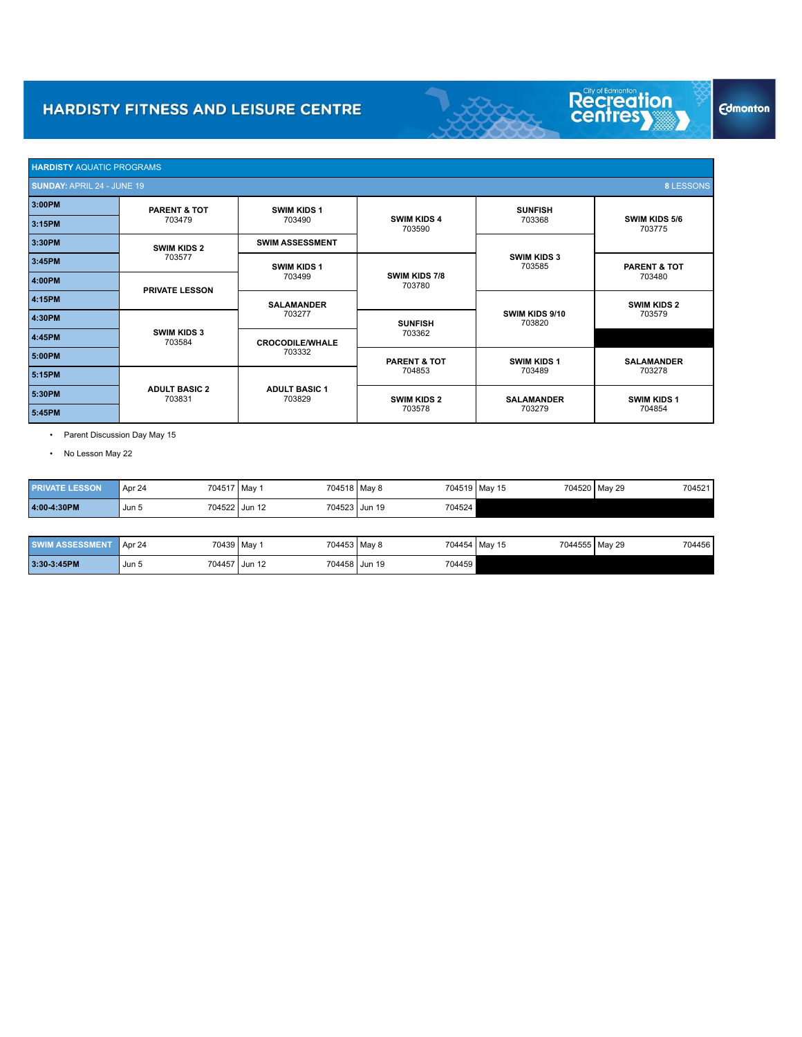# HARDISTY FITNESS AND LEISURE CENTRE

City of Edmonton Recreation centres

Edmonton

**HARDISTY** AQUATIC PROGRAMS

**SUNDAY:** APRIL 24 - JUNE 19 — **8** LESSONS

| Time | | | | | |
|---|---|---|---|---|---|
| 3:00PM | **PARENT & TOT** 703479 | **SWIM KIDS 1** 703490 | **SWIM KIDS 4** 703590 | **SUNFISH** 703368 | **SWIM KIDS 5/6** 703775 |
| 3:15PM | | | | | |
| 3:30PM | **SWIM KIDS 2** 703577 | **SWIM ASSESSMENT** | | **SWIM KIDS 3** 703585 | |
| 3:45PM | | **SWIM KIDS 1** 703499 | **SWIM KIDS 7/8** 703780 | | **PARENT & TOT** 703480 |
| 4:00PM | **PRIVATE LESSON** | | | | |
| 4:15PM | | **SALAMANDER** 703277 | | **SWIM KIDS 9/10** 703820 | **SWIM KIDS 2** 703579 |
| 4:30PM | **SWIM KIDS 3** 703584 | | **SUNFISH** 703362 | | |
| 4:45PM | | **CROCODILE/WHALE** 703332 | | | |
| 5:00PM | | | **PARENT & TOT** 704853 | **SWIM KIDS 1** 703489 | **SALAMANDER** 703278 |
| 5:15PM | **ADULT BASIC 2** 703831 | **ADULT BASIC 1** 703829 | | | |
| 5:30PM | | | **SWIM KIDS 2** 703578 | **SALAMANDER** 703279 | **SWIM KIDS 1** 704854 |
| 5:45PM | | | | | |

- Parent Discussion Day May 15
- No Lesson May 22

| **PRIVATE LESSON** | Apr 24 | 704517 | May 1 | 704518 | May 8 | 704519 | May 15 | 704520 | May 29 | 704521 |
|---|---|---|---|---|---|---|---|---|---|---|
| **4:00-4:30PM** | Jun 5 | 704522 | Jun 12 | 704523 | Jun 19 | 704524 | | | | |

| **SWIM ASSESSMENT** | Apr 24 | 70439 | May 1 | 704453 | May 8 | 704454 | May 15 | 7044555 | May 29 | 704456 |
|---|---|---|---|---|---|---|---|---|---|---|
| **3:30-3:45PM** | Jun 5 | 704457 | Jun 12 | 704458 | Jun 19 | 704459 | | | | |